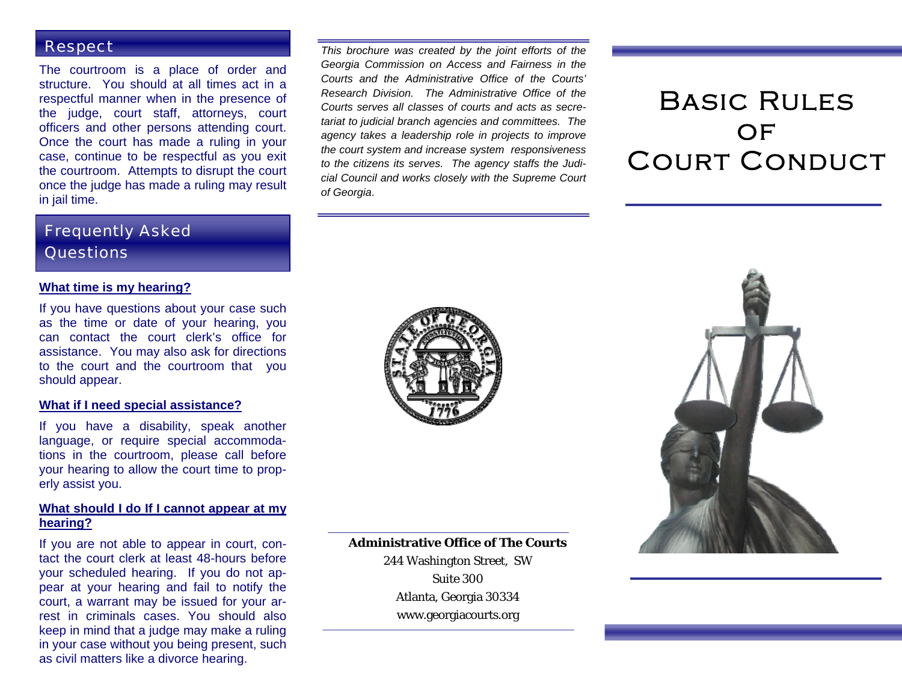## Respect

The courtroom is a place of order and structure. You should at all times act in a respectful manner when in the presence of the judge, court staff, attorneys, court officers and other persons attending court. Once the court has made a ruling in your case, continue to be respectful as you exit the courtroom. Attempts to disrupt the court once the judge has made a ruling may result in jail time.

## Frequently Asked Questions

**What time is my hearing?**

If you have questions about your case such as the time or date of your hearing, you can contact the court clerk's office for assistance. You may also ask for directions to the court and the courtroom that you should appear.

**What if I need special assistance?**

If you have a disability, speak another language, or require special accommodations in the courtroom, please call before your hearing to allow the court time to properly assist you.

**What should I do If I cannot appear at my hearing?**

If you are not able to appear in court, contact the court clerk at least 48-hours before your scheduled hearing. If you do not appear at your hearing and fail to notify the court, a warrant may be issued for your arrest in criminals cases. You should also keep in mind that a judge may make a ruling in your case without you being present, such as civil matters like a divorce hearing.

*This brochure was created by the joint efforts of the Georgia Commission on Access and Fairness in the Courts and the Administrative Office of the Courts' Research Division. The Administrative Office of the Courts serves all classes of courts and acts as secretariat to judicial branch agencies and committees. The agency takes a leadership role in projects to improve the court system and increase system responsiveness to the citizens its serves. The agency staffs the Judicial Council and works closely with the Supreme Court of Georgia.*

**Administrative Office of The Courts**

244 Washington Street, SW

Suite 300

Atlanta, Georgia 30334

www.georgiacourts.org

# Basic Rules of Court Conduct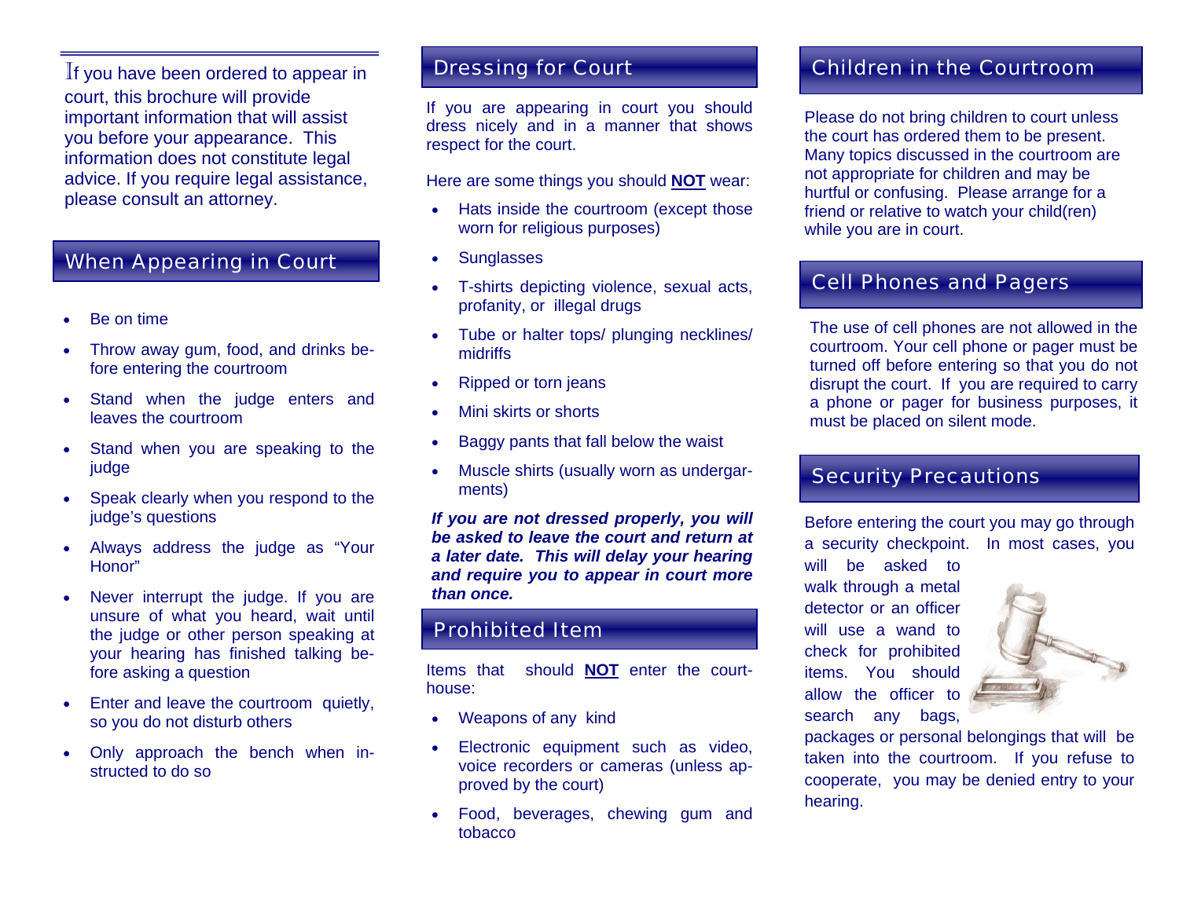If you have been ordered to appear in court, this brochure will provide important information that will assist you before your appearance. This information does not constitute legal advice. If you require legal assistance, please consult an attorney.

## When Appearing in Court

- Be on time
- Throw away gum, food, and drinks before entering the courtroom
- Stand when the judge enters and leaves the courtroom
- Stand when you are speaking to the judge
- Speak clearly when you respond to the judge's questions
- Always address the judge as "Your Honor"
- Never interrupt the judge. If you are unsure of what you heard, wait until the judge or other person speaking at your hearing has finished talking before asking a question
- Enter and leave the courtroom quietly, so you do not disturb others
- Only approach the bench when instructed to do so

## Dressing for Court

If you are appearing in court you should dress nicely and in a manner that shows respect for the court.

Here are some things you should **NOT** wear:

- Hats inside the courtroom (except those worn for religious purposes)
- Sunglasses
- T-shirts depicting violence, sexual acts, profanity, or illegal drugs
- Tube or halter tops/ plunging necklines/ midriffs
- Ripped or torn jeans
- Mini skirts or shorts
- Baggy pants that fall below the waist
- Muscle shirts (usually worn as undergarments)

***If you are not dressed properly, you will be asked to leave the court and return at a later date. This will delay your hearing and require you to appear in court more than once.***

## Prohibited Item

Items that should **NOT** enter the courthouse:

- Weapons of any kind
- Electronic equipment such as video, voice recorders or cameras (unless approved by the court)
- Food, beverages, chewing gum and tobacco

## Children in the Courtroom

Please do not bring children to court unless the court has ordered them to be present. Many topics discussed in the courtroom are not appropriate for children and may be hurtful or confusing. Please arrange for a friend or relative to watch your child(ren) while you are in court.

## Cell Phones and Pagers

The use of cell phones are not allowed in the courtroom. Your cell phone or pager must be turned off before entering so that you do not disrupt the court. If you are required to carry a phone or pager for business purposes, it must be placed on silent mode.

## Security Precautions

Before entering the court you may go through a security checkpoint. In most cases, you will be asked to walk through a metal detector or an officer will use a wand to check for prohibited items. You should allow the officer to search any bags, packages or personal belongings that will be taken into the courtroom. If you refuse to cooperate, you may be denied entry to your hearing.